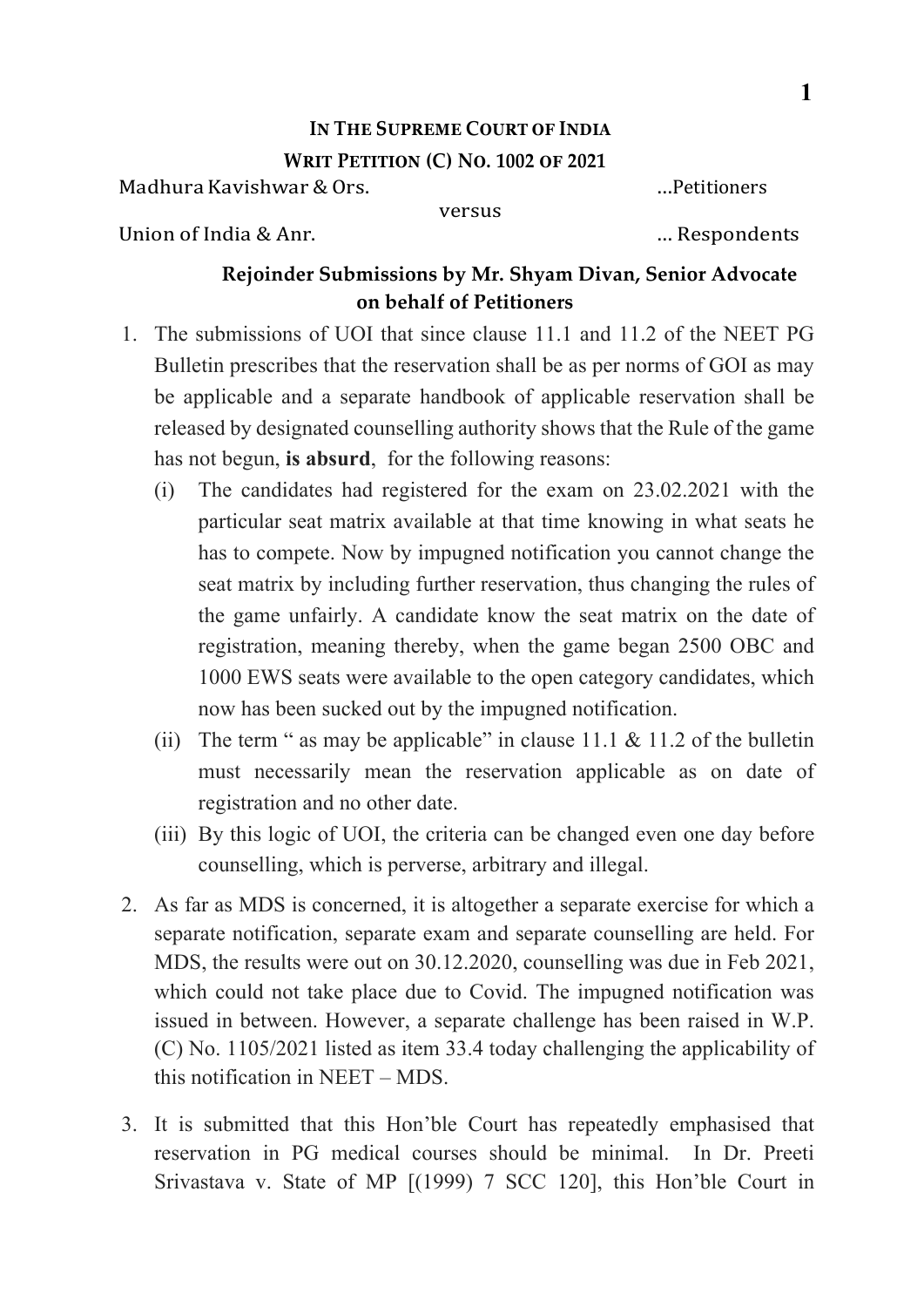**IN THE SUPREME COURT OF INDIA**

**WRIT PETITION (C) NO. 1002 OF 2021**

Madhura Kavishwar & Ors. ...Petitioners

versus

Union of India & Anr. ... Respondents

**Rejoinder Submissions by Mr. Shyam Divan, Senior Advocate on behalf of Petitioners**

1. The submissions of UOI that since clause 11.1 and 11.2 of the NEET PG Bulletin prescribes that the reservation shall be as per norms of GOI as may be applicable and a separate handbook of applicable reservation shall be released by designated counselling authority shows that the Rule of the game has not begun, **is absurd**, for the following reasons:
   (i) The candidates had registered for the exam on 23.02.2021 with the particular seat matrix available at that time knowing in what seats he has to compete. Now by impugned notification you cannot change the seat matrix by including further reservation, thus changing the rules of the game unfairly. A candidate know the seat matrix on the date of registration, meaning thereby, when the game began 2500 OBC and 1000 EWS seats were available to the open category candidates, which now has been sucked out by the impugned notification.
   (ii) The term " as may be applicable" in clause 11.1 & 11.2 of the bulletin must necessarily mean the reservation applicable as on date of registration and no other date.
   (iii) By this logic of UOI, the criteria can be changed even one day before counselling, which is perverse, arbitrary and illegal.

2. As far as MDS is concerned, it is altogether a separate exercise for which a separate notification, separate exam and separate counselling are held. For MDS, the results were out on 30.12.2020, counselling was due in Feb 2021, which could not take place due to Covid. The impugned notification was issued in between. However, a separate challenge has been raised in W.P. (C) No. 1105/2021 listed as item 33.4 today challenging the applicability of this notification in NEET – MDS.

3. It is submitted that this Hon'ble Court has repeatedly emphasised that reservation in PG medical courses should be minimal. In Dr. Preeti Srivastava v. State of MP [(1999) 7 SCC 120], this Hon'ble Court in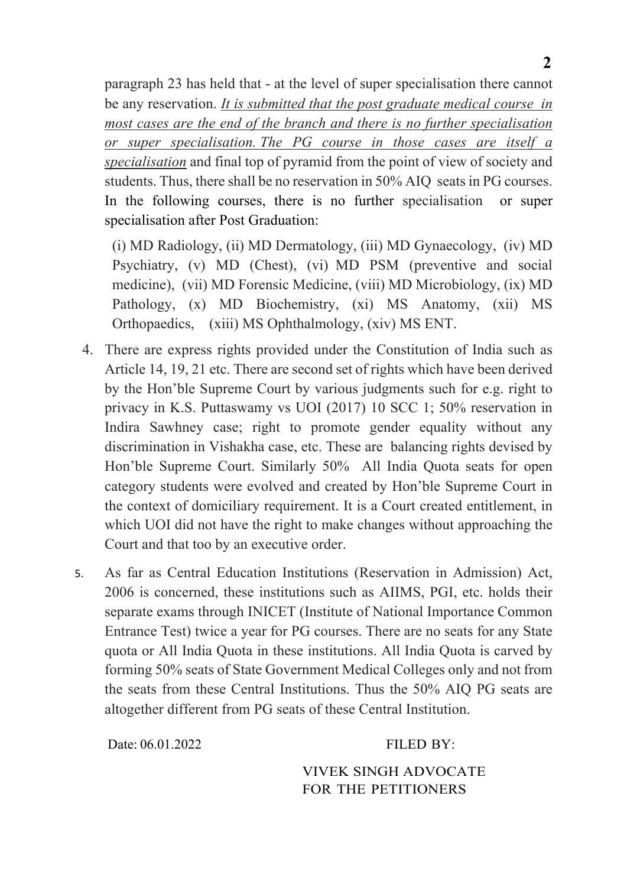paragraph 23 has held that - at the level of super specialisation there cannot be any reservation. _It is submitted that the post graduate medical course in most cases are the end of the branch and there is no further specialisation or super specialisation. The PG course in those cases are itself a specialisation_ and final top of pyramid from the point of view of society and students. Thus, there shall be no reservation in 50% AIQ seats in PG courses. In the following courses, there is no further specialisation or super specialisation after Post Graduation:

(i) MD Radiology, (ii) MD Dermatology, (iii) MD Gynaecology, (iv) MD Psychiatry, (v) MD (Chest), (vi) MD PSM (preventive and social medicine), (vii) MD Forensic Medicine, (viii) MD Microbiology, (ix) MD Pathology, (x) MD Biochemistry, (xi) MS Anatomy, (xii) MS Orthopaedics, (xiii) MS Ophthalmology, (xiv) MS ENT.

4. There are express rights provided under the Constitution of India such as Article 14, 19, 21 etc. There are second set of rights which have been derived by the Hon'ble Supreme Court by various judgments such for e.g. right to privacy in K.S. Puttaswamy vs UOI (2017) 10 SCC 1; 50% reservation in Indira Sawhney case; right to promote gender equality without any discrimination in Vishakha case, etc. These are balancing rights devised by Hon'ble Supreme Court. Similarly 50% All India Quota seats for open category students were evolved and created by Hon'ble Supreme Court in the context of domiciliary requirement. It is a Court created entitlement, in which UOI did not have the right to make changes without approaching the Court and that too by an executive order.

5. As far as Central Education Institutions (Reservation in Admission) Act, 2006 is concerned, these institutions such as AIIMS, PGI, etc. holds their separate exams through INICET (Institute of National Importance Common Entrance Test) twice a year for PG courses. There are no seats for any State quota or All India Quota in these institutions. All India Quota is carved by forming 50% seats of State Government Medical Colleges only and not from the seats from these Central Institutions. Thus the 50% AIQ PG seats are altogether different from PG seats of these Central Institution.

Date: 06.01.2022

FILED BY:

VIVEK SINGH ADVOCATE
FOR THE PETITIONERS